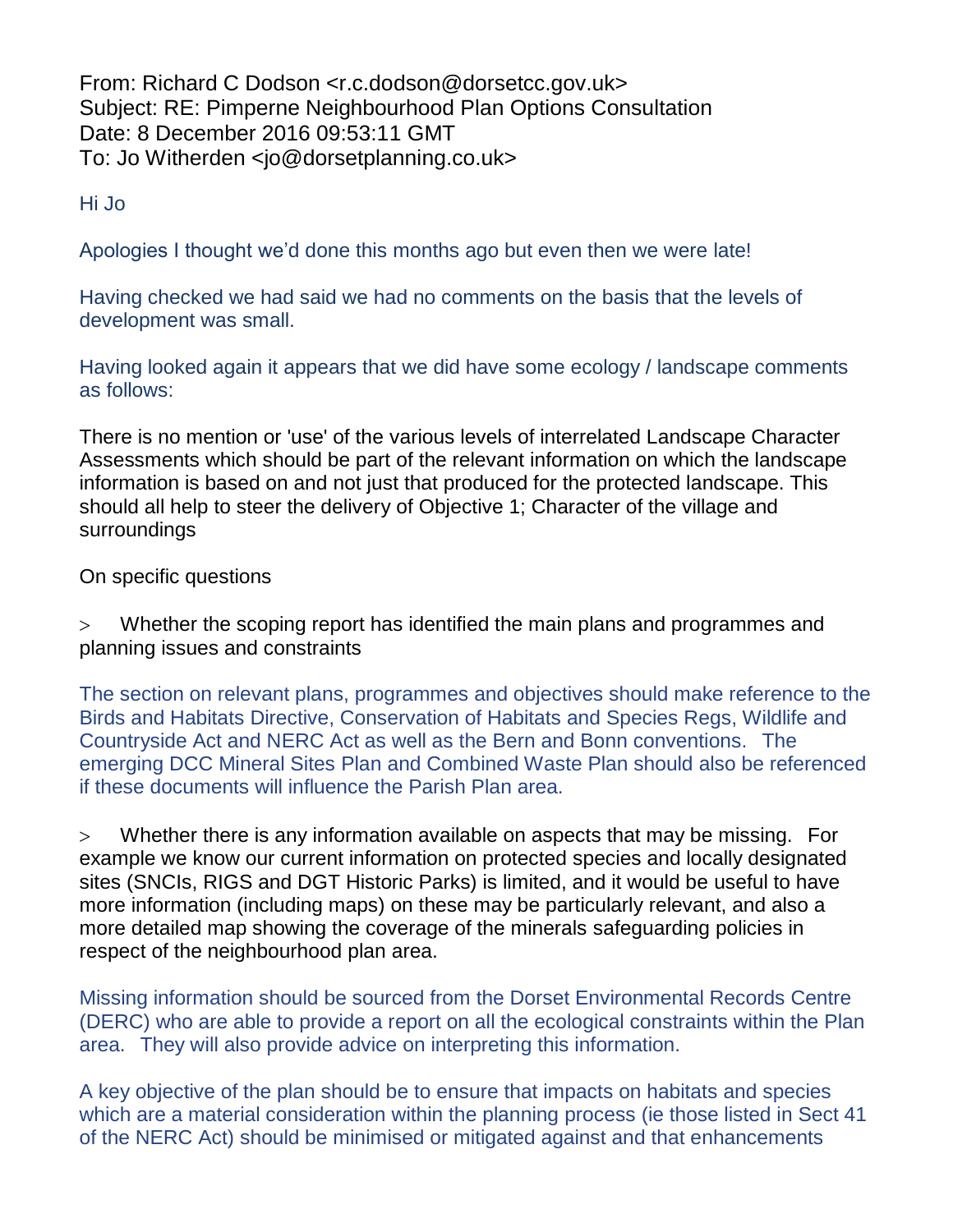From: Richard C Dodson <r.c.dodson@dorsetcc.gov.uk>
Subject: RE: Pimperne Neighbourhood Plan Options Consultation
Date: 8 December 2016 09:53:11 GMT
To: Jo Witherden <jo@dorsetplanning.co.uk>

Hi Jo

Apologies I thought we'd done this months ago but even then we were late!

Having checked we had said we had no comments on the basis that the levels of development was small.

Having looked again it appears that we did have some ecology / landscape comments as follows:

There is no mention or 'use' of the various levels of interrelated Landscape Character Assessments which should be part of the relevant information on which the landscape information is based on and not just that produced for the protected landscape. This should all help to steer the delivery of Objective 1; Character of the village and surroundings

On specific questions

> Whether the scoping report has identified the main plans and programmes and planning issues and constraints

The section on relevant plans, programmes and objectives should make reference to the Birds and Habitats Directive, Conservation of Habitats and Species Regs, Wildlife and Countryside Act and NERC Act as well as the Bern and Bonn conventions. The emerging DCC Mineral Sites Plan and Combined Waste Plan should also be referenced if these documents will influence the Parish Plan area.

> Whether there is any information available on aspects that may be missing. For example we know our current information on protected species and locally designated sites (SNCIs, RIGS and DGT Historic Parks) is limited, and it would be useful to have more information (including maps) on these may be particularly relevant, and also a more detailed map showing the coverage of the minerals safeguarding policies in respect of the neighbourhood plan area.

Missing information should be sourced from the Dorset Environmental Records Centre (DERC) who are able to provide a report on all the ecological constraints within the Plan area. They will also provide advice on interpreting this information.

A key objective of the plan should be to ensure that impacts on habitats and species which are a material consideration within the planning process (ie those listed in Sect 41 of the NERC Act) should be minimised or mitigated against and that enhancements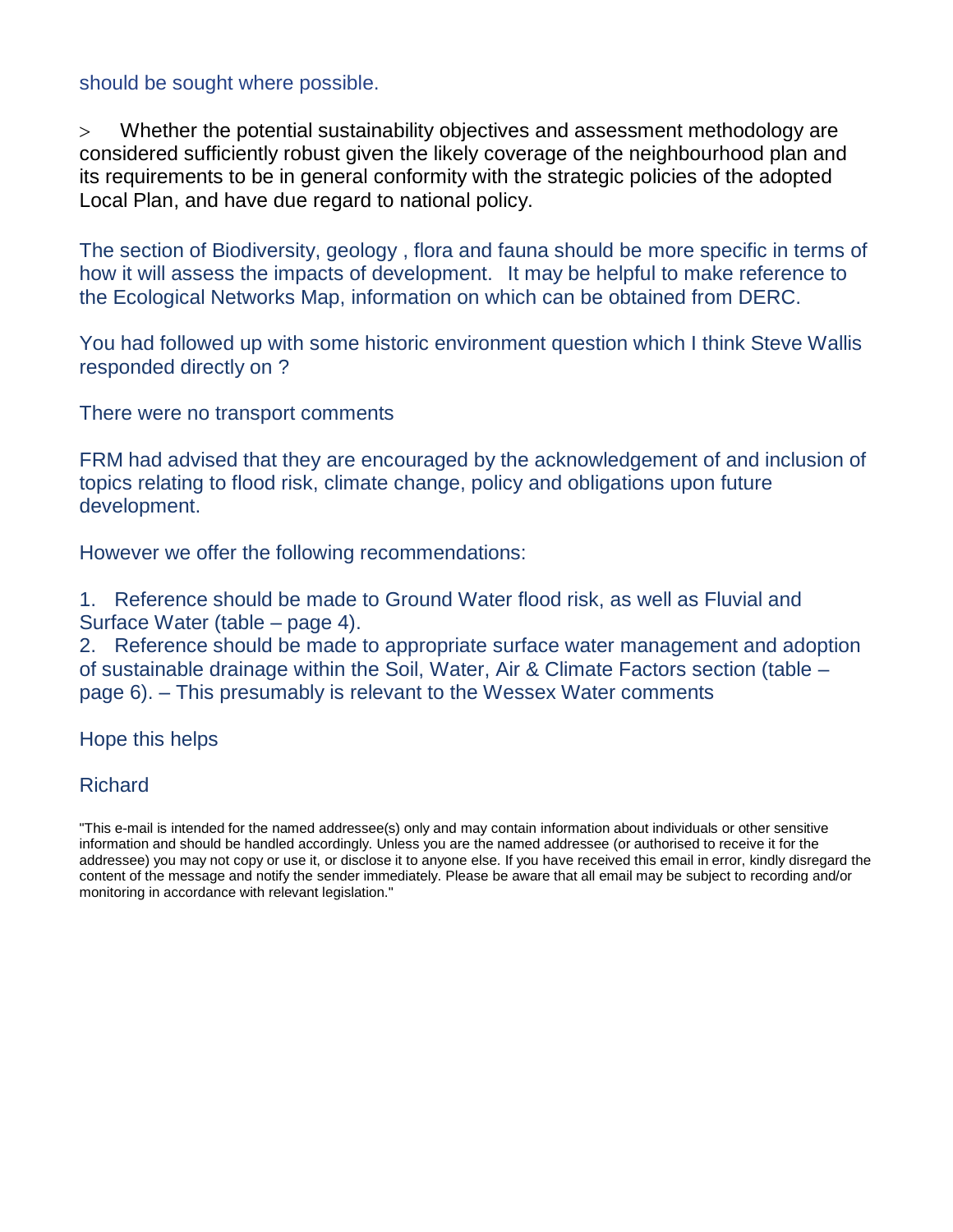should be sought where possible.

> Whether the potential sustainability objectives and assessment methodology are considered sufficiently robust given the likely coverage of the neighbourhood plan and its requirements to be in general conformity with the strategic policies of the adopted Local Plan, and have due regard to national policy.

The section of Biodiversity, geology , flora and fauna should be more specific in terms of how it will assess the impacts of development. It may be helpful to make reference to the Ecological Networks Map, information on which can be obtained from DERC.

You had followed up with some historic environment question which I think Steve Wallis responded directly on ?

There were no transport comments

FRM had advised that they are encouraged by the acknowledgement of and inclusion of topics relating to flood risk, climate change, policy and obligations upon future development.

However we offer the following recommendations:

1. Reference should be made to Ground Water flood risk, as well as Fluvial and Surface Water (table – page 4).
2. Reference should be made to appropriate surface water management and adoption of sustainable drainage within the Soil, Water, Air & Climate Factors section (table – page 6). – This presumably is relevant to the Wessex Water comments

Hope this helps

Richard

"This e-mail is intended for the named addressee(s) only and may contain information about individuals or other sensitive information and should be handled accordingly. Unless you are the named addressee (or authorised to receive it for the addressee) you may not copy or use it, or disclose it to anyone else. If you have received this email in error, kindly disregard the content of the message and notify the sender immediately. Please be aware that all email may be subject to recording and/or monitoring in accordance with relevant legislation."